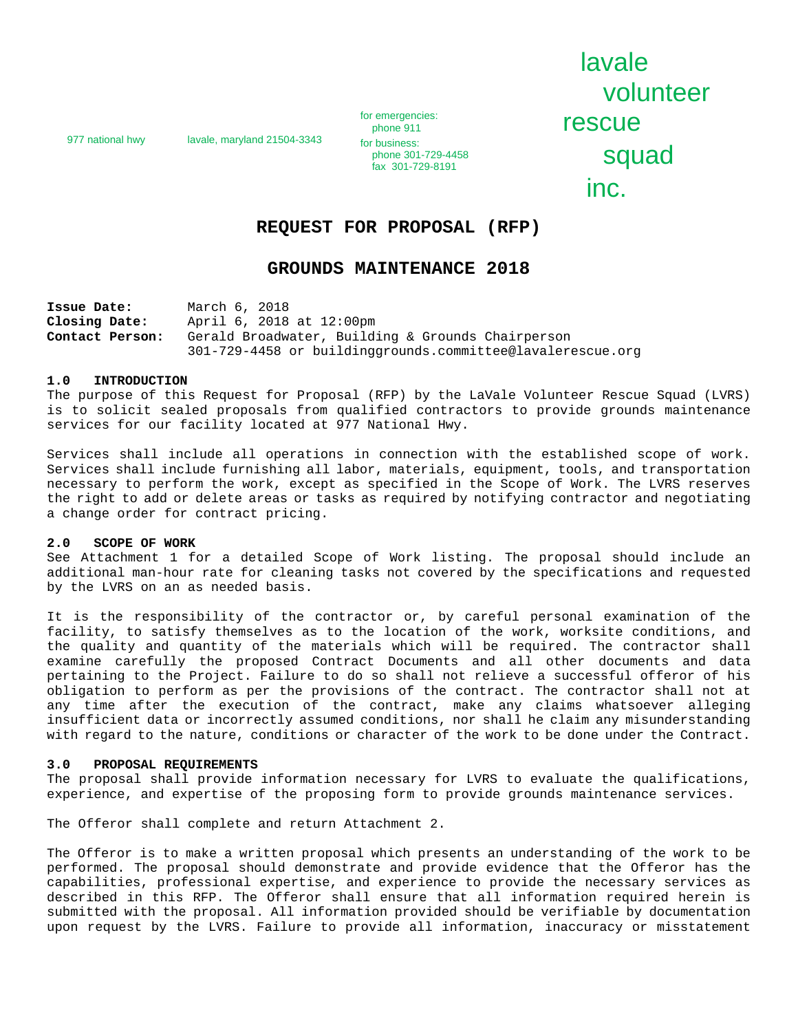977 national hwy    lavale, maryland 21504-3343

for emergencies:
phone 911
for business:
phone 301-729-4458
fax 301-729-8191

lavale volunteer rescue squad inc.

# REQUEST FOR PROPOSAL (RFP)

# GROUNDS MAINTENANCE 2018

| | |
|---|---|
| **Issue Date:** | March 6, 2018 |
| **Closing Date:** | April 6, 2018 at 12:00pm |
| **Contact Person:** | Gerald Broadwater, Building & Grounds Chairperson<br>301-729-4458 or buildinggrounds.committee@lavalerescue.org |

### 1.0 INTRODUCTION

The purpose of this Request for Proposal (RFP) by the LaVale Volunteer Rescue Squad (LVRS) is to solicit sealed proposals from qualified contractors to provide grounds maintenance services for our facility located at 977 National Hwy.

Services shall include all operations in connection with the established scope of work. Services shall include furnishing all labor, materials, equipment, tools, and transportation necessary to perform the work, except as specified in the Scope of Work. The LVRS reserves the right to add or delete areas or tasks as required by notifying contractor and negotiating a change order for contract pricing.

### 2.0 SCOPE OF WORK

See Attachment 1 for a detailed Scope of Work listing. The proposal should include an additional man-hour rate for cleaning tasks not covered by the specifications and requested by the LVRS on an as needed basis.

It is the responsibility of the contractor or, by careful personal examination of the facility, to satisfy themselves as to the location of the work, worksite conditions, and the quality and quantity of the materials which will be required. The contractor shall examine carefully the proposed Contract Documents and all other documents and data pertaining to the Project. Failure to do so shall not relieve a successful offeror of his obligation to perform as per the provisions of the contract. The contractor shall not at any time after the execution of the contract, make any claims whatsoever alleging insufficient data or incorrectly assumed conditions, nor shall he claim any misunderstanding with regard to the nature, conditions or character of the work to be done under the Contract.

### 3.0 PROPOSAL REQUIREMENTS

The proposal shall provide information necessary for LVRS to evaluate the qualifications, experience, and expertise of the proposing form to provide grounds maintenance services.

The Offeror shall complete and return Attachment 2.

The Offeror is to make a written proposal which presents an understanding of the work to be performed. The proposal should demonstrate and provide evidence that the Offeror has the capabilities, professional expertise, and experience to provide the necessary services as described in this RFP. The Offeror shall ensure that all information required herein is submitted with the proposal. All information provided should be verifiable by documentation upon request by the LVRS. Failure to provide all information, inaccuracy or misstatement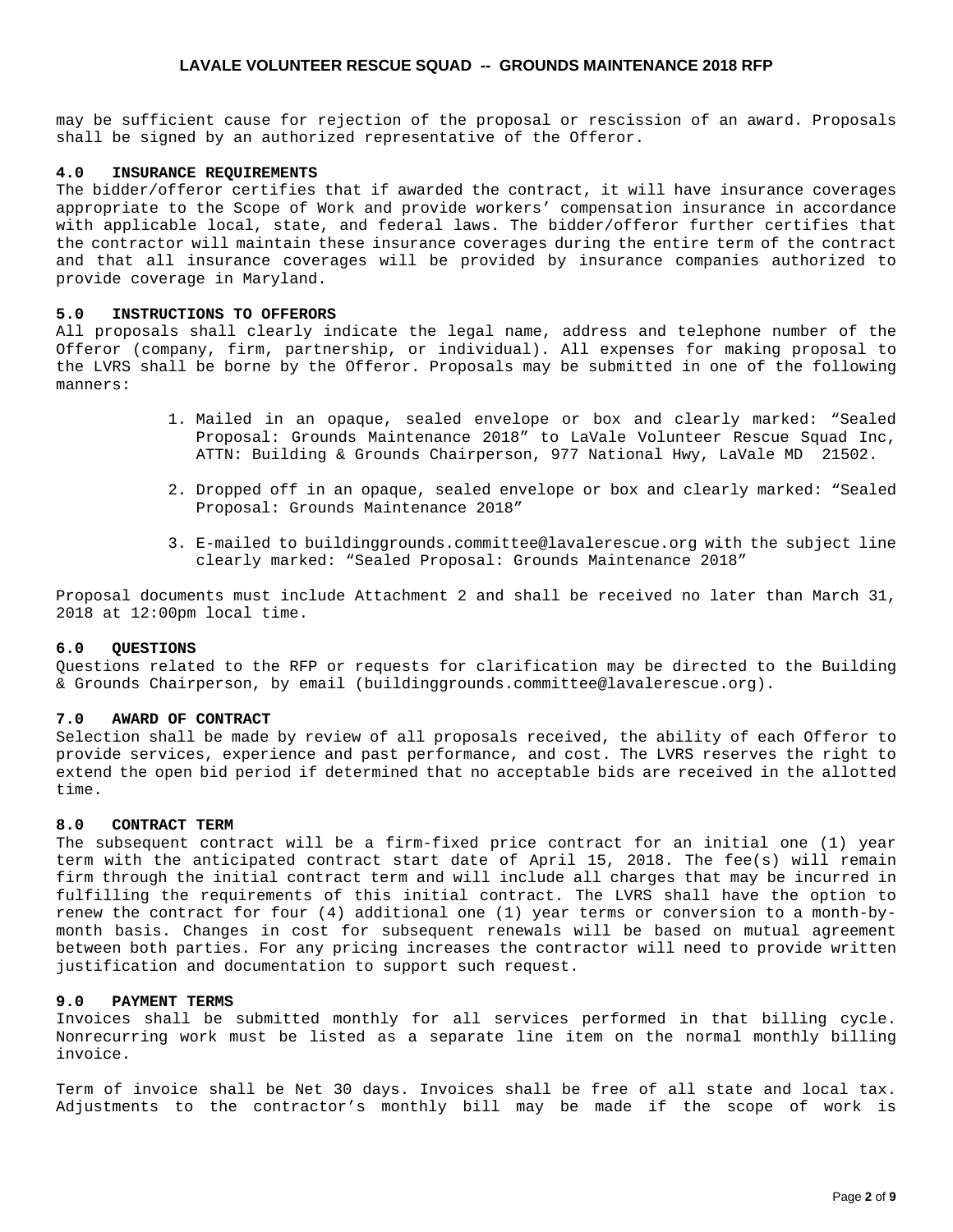may be sufficient cause for rejection of the proposal or rescission of an award. Proposals shall be signed by an authorized representative of the Offeror.

### 4.0 INSURANCE REQUIREMENTS

The bidder/offeror certifies that if awarded the contract, it will have insurance coverages appropriate to the Scope of Work and provide workers' compensation insurance in accordance with applicable local, state, and federal laws. The bidder/offeror further certifies that the contractor will maintain these insurance coverages during the entire term of the contract and that all insurance coverages will be provided by insurance companies authorized to provide coverage in Maryland.

### 5.0 INSTRUCTIONS TO OFFERORS

All proposals shall clearly indicate the legal name, address and telephone number of the Offeror (company, firm, partnership, or individual). All expenses for making proposal to the LVRS shall be borne by the Offeror. Proposals may be submitted in one of the following manners:

1. Mailed in an opaque, sealed envelope or box and clearly marked: "Sealed Proposal: Grounds Maintenance 2018" to LaVale Volunteer Rescue Squad Inc, ATTN: Building & Grounds Chairperson, 977 National Hwy, LaVale MD 21502.

2. Dropped off in an opaque, sealed envelope or box and clearly marked: "Sealed Proposal: Grounds Maintenance 2018"

3. E-mailed to buildinggrounds.committee@lavalerescue.org with the subject line clearly marked: "Sealed Proposal: Grounds Maintenance 2018"

Proposal documents must include Attachment 2 and shall be received no later than March 31, 2018 at 12:00pm local time.

### 6.0 QUESTIONS

Questions related to the RFP or requests for clarification may be directed to the Building & Grounds Chairperson, by email (buildinggrounds.committee@lavalerescue.org).

### 7.0 AWARD OF CONTRACT

Selection shall be made by review of all proposals received, the ability of each Offeror to provide services, experience and past performance, and cost. The LVRS reserves the right to extend the open bid period if determined that no acceptable bids are received in the allotted time.

### 8.0 CONTRACT TERM

The subsequent contract will be a firm-fixed price contract for an initial one (1) year term with the anticipated contract start date of April 15, 2018. The fee(s) will remain firm through the initial contract term and will include all charges that may be incurred in fulfilling the requirements of this initial contract. The LVRS shall have the option to renew the contract for four (4) additional one (1) year terms or conversion to a month-by-month basis. Changes in cost for subsequent renewals will be based on mutual agreement between both parties. For any pricing increases the contractor will need to provide written justification and documentation to support such request.

### 9.0 PAYMENT TERMS

Invoices shall be submitted monthly for all services performed in that billing cycle. Nonrecurring work must be listed as a separate line item on the normal monthly billing invoice.

Term of invoice shall be Net 30 days. Invoices shall be free of all state and local tax. Adjustments to the contractor's monthly bill may be made if the scope of work is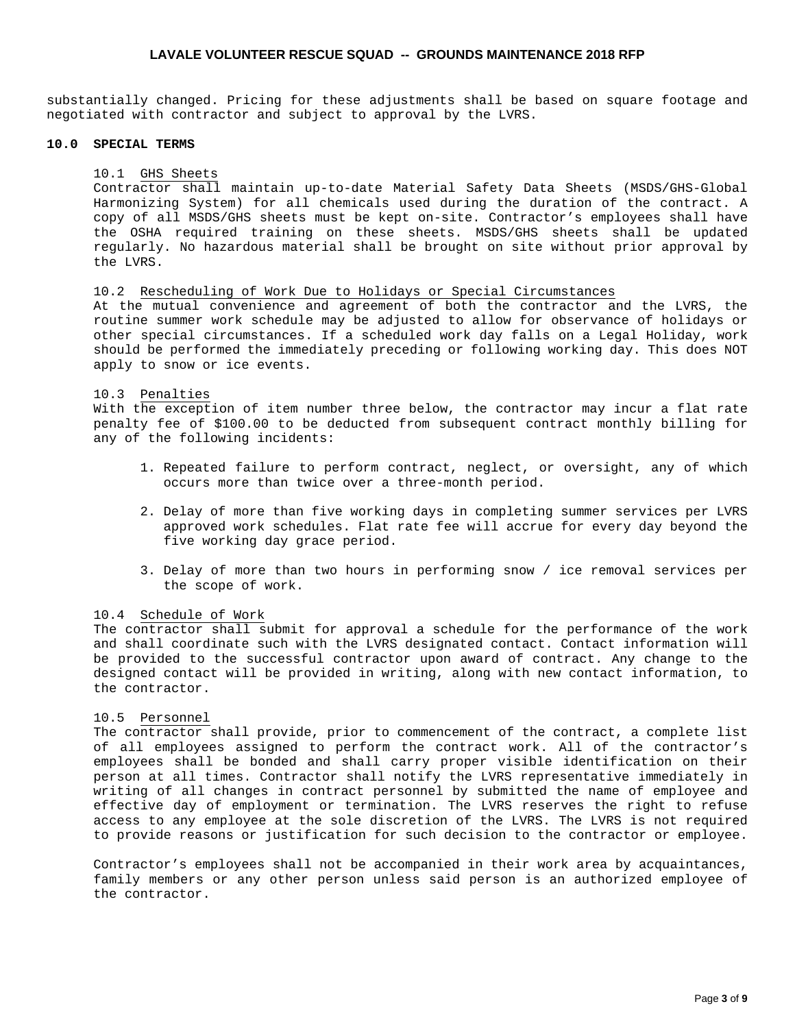substantially changed. Pricing for these adjustments shall be based on square footage and negotiated with contractor and subject to approval by the LVRS.

## 10.0 SPECIAL TERMS

### 10.1 GHS Sheets

Contractor shall maintain up-to-date Material Safety Data Sheets (MSDS/GHS-Global Harmonizing System) for all chemicals used during the duration of the contract. A copy of all MSDS/GHS sheets must be kept on-site. Contractor's employees shall have the OSHA required training on these sheets. MSDS/GHS sheets shall be updated regularly. No hazardous material shall be brought on site without prior approval by the LVRS.

### 10.2 Rescheduling of Work Due to Holidays or Special Circumstances

At the mutual convenience and agreement of both the contractor and the LVRS, the routine summer work schedule may be adjusted to allow for observance of holidays or other special circumstances. If a scheduled work day falls on a Legal Holiday, work should be performed the immediately preceding or following working day. This does NOT apply to snow or ice events.

### 10.3 Penalties

With the exception of item number three below, the contractor may incur a flat rate penalty fee of $100.00 to be deducted from subsequent contract monthly billing for any of the following incidents:

1. Repeated failure to perform contract, neglect, or oversight, any of which occurs more than twice over a three-month period.

2. Delay of more than five working days in completing summer services per LVRS approved work schedules. Flat rate fee will accrue for every day beyond the five working day grace period.

3. Delay of more than two hours in performing snow / ice removal services per the scope of work.

### 10.4 Schedule of Work

The contractor shall submit for approval a schedule for the performance of the work and shall coordinate such with the LVRS designated contact. Contact information will be provided to the successful contractor upon award of contract. Any change to the designed contact will be provided in writing, along with new contact information, to the contractor.

### 10.5 Personnel

The contractor shall provide, prior to commencement of the contract, a complete list of all employees assigned to perform the contract work. All of the contractor's employees shall be bonded and shall carry proper visible identification on their person at all times. Contractor shall notify the LVRS representative immediately in writing of all changes in contract personnel by submitted the name of employee and effective day of employment or termination. The LVRS reserves the right to refuse access to any employee at the sole discretion of the LVRS. The LVRS is not required to provide reasons or justification for such decision to the contractor or employee.

Contractor's employees shall not be accompanied in their work area by acquaintances, family members or any other person unless said person is an authorized employee of the contractor.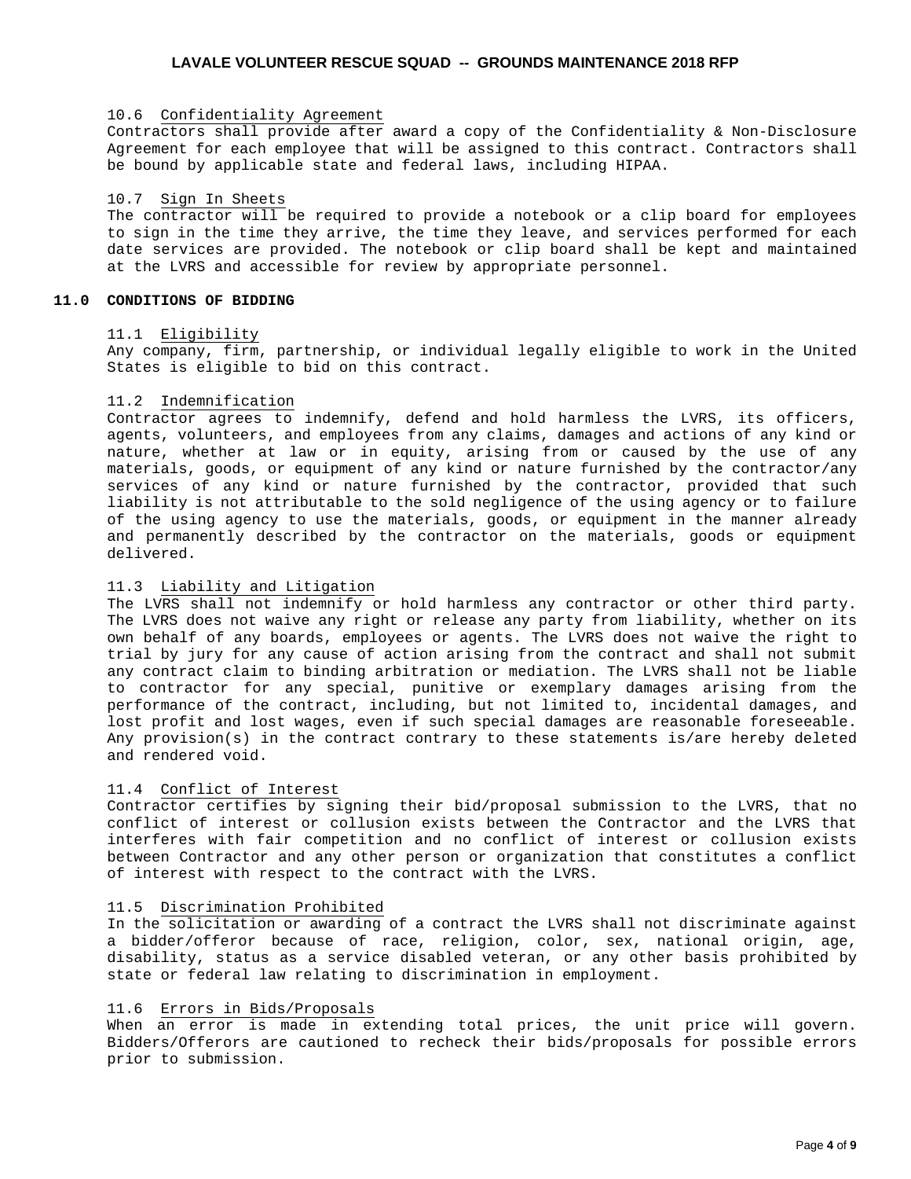### 10.6 Confidentiality Agreement

Contractors shall provide after award a copy of the Confidentiality & Non-Disclosure Agreement for each employee that will be assigned to this contract. Contractors shall be bound by applicable state and federal laws, including HIPAA.

### 10.7 Sign In Sheets

The contractor will be required to provide a notebook or a clip board for employees to sign in the time they arrive, the time they leave, and services performed for each date services are provided. The notebook or clip board shall be kept and maintained at the LVRS and accessible for review by appropriate personnel.

## 11.0 CONDITIONS OF BIDDING

### 11.1 Eligibility

Any company, firm, partnership, or individual legally eligible to work in the United States is eligible to bid on this contract.

### 11.2 Indemnification

Contractor agrees to indemnify, defend and hold harmless the LVRS, its officers, agents, volunteers, and employees from any claims, damages and actions of any kind or nature, whether at law or in equity, arising from or caused by the use of any materials, goods, or equipment of any kind or nature furnished by the contractor/any services of any kind or nature furnished by the contractor, provided that such liability is not attributable to the sold negligence of the using agency or to failure of the using agency to use the materials, goods, or equipment in the manner already and permanently described by the contractor on the materials, goods or equipment delivered.

### 11.3 Liability and Litigation

The LVRS shall not indemnify or hold harmless any contractor or other third party. The LVRS does not waive any right or release any party from liability, whether on its own behalf of any boards, employees or agents. The LVRS does not waive the right to trial by jury for any cause of action arising from the contract and shall not submit any contract claim to binding arbitration or mediation. The LVRS shall not be liable to contractor for any special, punitive or exemplary damages arising from the performance of the contract, including, but not limited to, incidental damages, and lost profit and lost wages, even if such special damages are reasonable foreseeable. Any provision(s) in the contract contrary to these statements is/are hereby deleted and rendered void.

### 11.4 Conflict of Interest

Contractor certifies by signing their bid/proposal submission to the LVRS, that no conflict of interest or collusion exists between the Contractor and the LVRS that interferes with fair competition and no conflict of interest or collusion exists between Contractor and any other person or organization that constitutes a conflict of interest with respect to the contract with the LVRS.

### 11.5 Discrimination Prohibited

In the solicitation or awarding of a contract the LVRS shall not discriminate against a bidder/offeror because of race, religion, color, sex, national origin, age, disability, status as a service disabled veteran, or any other basis prohibited by state or federal law relating to discrimination in employment.

### 11.6 Errors in Bids/Proposals

When an error is made in extending total prices, the unit price will govern. Bidders/Offerors are cautioned to recheck their bids/proposals for possible errors prior to submission.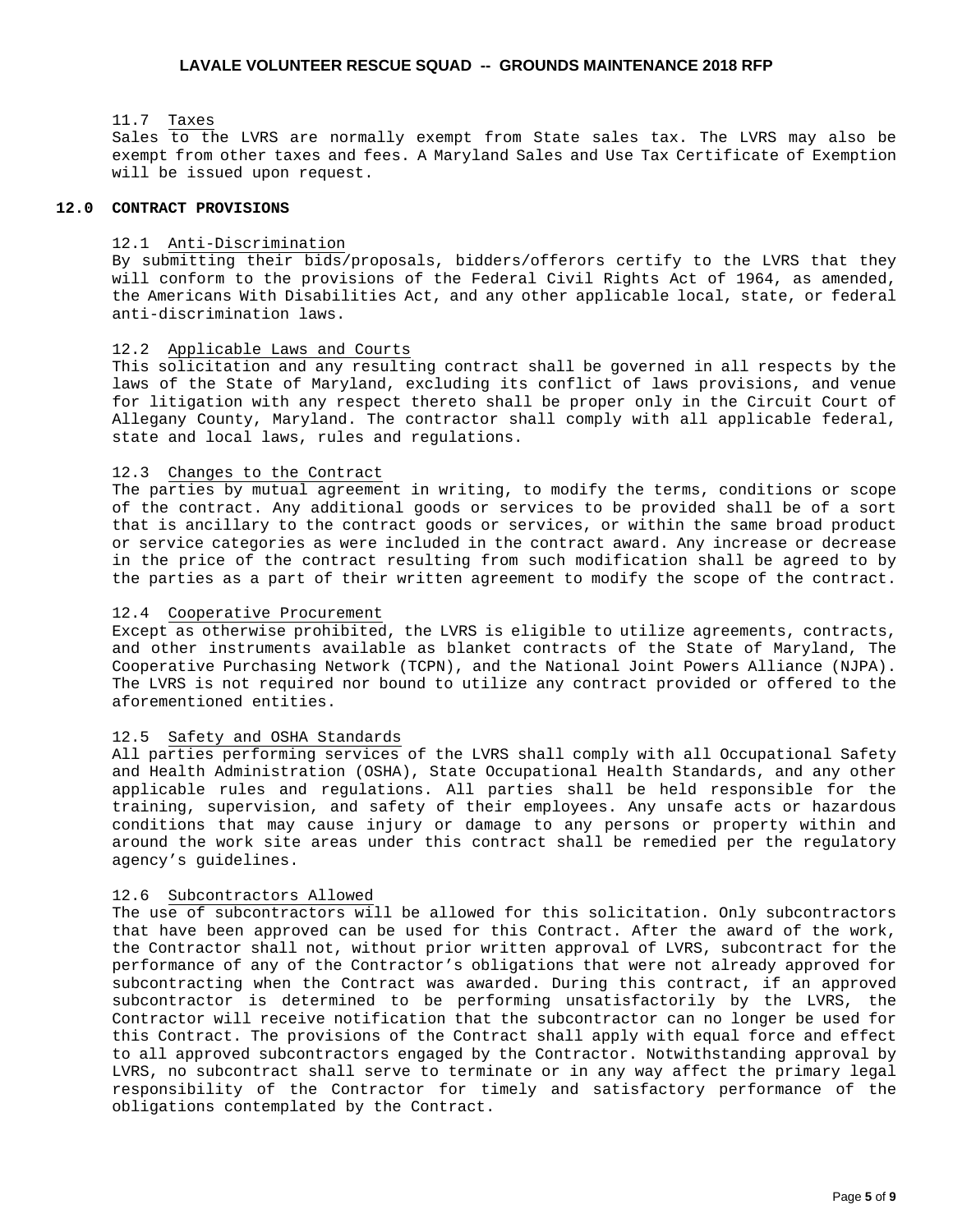11.7 Taxes

Sales to the LVRS are normally exempt from State sales tax. The LVRS may also be exempt from other taxes and fees. A Maryland Sales and Use Tax Certificate of Exemption will be issued upon request.

## 12.0 CONTRACT PROVISIONS

12.1 Anti-Discrimination

By submitting their bids/proposals, bidders/offerors certify to the LVRS that they will conform to the provisions of the Federal Civil Rights Act of 1964, as amended, the Americans With Disabilities Act, and any other applicable local, state, or federal anti-discrimination laws.

12.2 Applicable Laws and Courts

This solicitation and any resulting contract shall be governed in all respects by the laws of the State of Maryland, excluding its conflict of laws provisions, and venue for litigation with any respect thereto shall be proper only in the Circuit Court of Allegany County, Maryland. The contractor shall comply with all applicable federal, state and local laws, rules and regulations.

12.3 Changes to the Contract

The parties by mutual agreement in writing, to modify the terms, conditions or scope of the contract. Any additional goods or services to be provided shall be of a sort that is ancillary to the contract goods or services, or within the same broad product or service categories as were included in the contract award. Any increase or decrease in the price of the contract resulting from such modification shall be agreed to by the parties as a part of their written agreement to modify the scope of the contract.

12.4 Cooperative Procurement

Except as otherwise prohibited, the LVRS is eligible to utilize agreements, contracts, and other instruments available as blanket contracts of the State of Maryland, The Cooperative Purchasing Network (TCPN), and the National Joint Powers Alliance (NJPA). The LVRS is not required nor bound to utilize any contract provided or offered to the aforementioned entities.

12.5 Safety and OSHA Standards

All parties performing services of the LVRS shall comply with all Occupational Safety and Health Administration (OSHA), State Occupational Health Standards, and any other applicable rules and regulations. All parties shall be held responsible for the training, supervision, and safety of their employees. Any unsafe acts or hazardous conditions that may cause injury or damage to any persons or property within and around the work site areas under this contract shall be remedied per the regulatory agency's guidelines.

12.6 Subcontractors Allowed

The use of subcontractors will be allowed for this solicitation. Only subcontractors that have been approved can be used for this Contract. After the award of the work, the Contractor shall not, without prior written approval of LVRS, subcontract for the performance of any of the Contractor's obligations that were not already approved for subcontracting when the Contract was awarded. During this contract, if an approved subcontractor is determined to be performing unsatisfactorily by the LVRS, the Contractor will receive notification that the subcontractor can no longer be used for this Contract. The provisions of the Contract shall apply with equal force and effect to all approved subcontractors engaged by the Contractor. Notwithstanding approval by LVRS, no subcontract shall serve to terminate or in any way affect the primary legal responsibility of the Contractor for timely and satisfactory performance of the obligations contemplated by the Contract.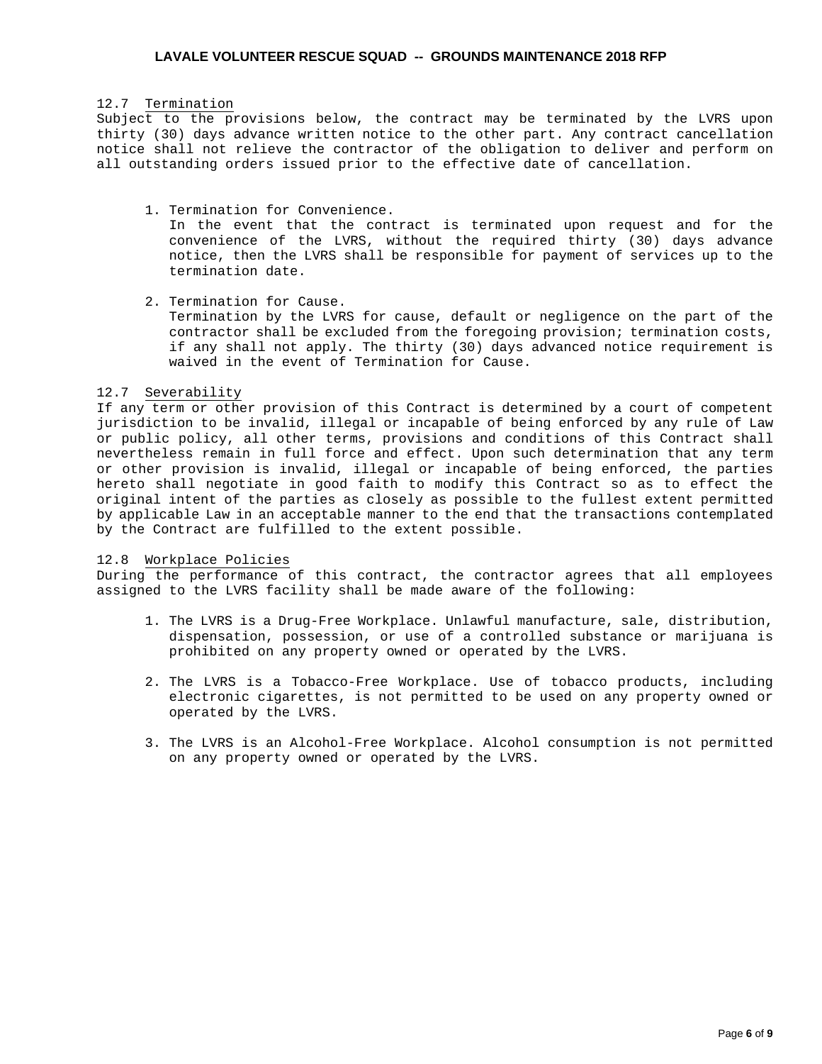### 12.7 Termination

Subject to the provisions below, the contract may be terminated by the LVRS upon thirty (30) days advance written notice to the other part. Any contract cancellation notice shall not relieve the contractor of the obligation to deliver and perform on all outstanding orders issued prior to the effective date of cancellation.

1. Termination for Convenience.
   In the event that the contract is terminated upon request and for the convenience of the LVRS, without the required thirty (30) days advance notice, then the LVRS shall be responsible for payment of services up to the termination date.

2. Termination for Cause.
   Termination by the LVRS for cause, default or negligence on the part of the contractor shall be excluded from the foregoing provision; termination costs, if any shall not apply. The thirty (30) days advanced notice requirement is waived in the event of Termination for Cause.

### 12.7 Severability

If any term or other provision of this Contract is determined by a court of competent jurisdiction to be invalid, illegal or incapable of being enforced by any rule of Law or public policy, all other terms, provisions and conditions of this Contract shall nevertheless remain in full force and effect. Upon such determination that any term or other provision is invalid, illegal or incapable of being enforced, the parties hereto shall negotiate in good faith to modify this Contract so as to effect the original intent of the parties as closely as possible to the fullest extent permitted by applicable Law in an acceptable manner to the end that the transactions contemplated by the Contract are fulfilled to the extent possible.

### 12.8 Workplace Policies

During the performance of this contract, the contractor agrees that all employees assigned to the LVRS facility shall be made aware of the following:

1. The LVRS is a Drug-Free Workplace. Unlawful manufacture, sale, distribution, dispensation, possession, or use of a controlled substance or marijuana is prohibited on any property owned or operated by the LVRS.

2. The LVRS is a Tobacco-Free Workplace. Use of tobacco products, including electronic cigarettes, is not permitted to be used on any property owned or operated by the LVRS.

3. The LVRS is an Alcohol-Free Workplace. Alcohol consumption is not permitted on any property owned or operated by the LVRS.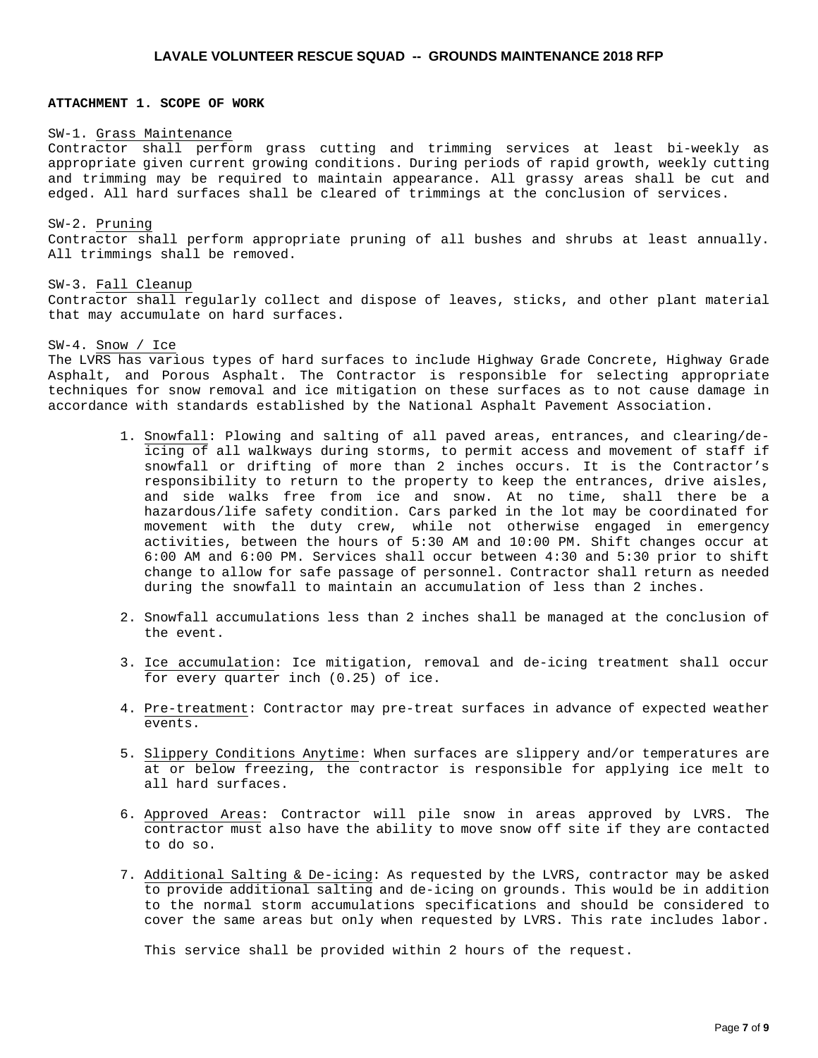**ATTACHMENT 1. SCOPE OF WORK**

SW-1. Grass Maintenance
Contractor shall perform grass cutting and trimming services at least bi-weekly as appropriate given current growing conditions. During periods of rapid growth, weekly cutting and trimming may be required to maintain appearance. All grassy areas shall be cut and edged. All hard surfaces shall be cleared of trimmings at the conclusion of services.

SW-2. Pruning
Contractor shall perform appropriate pruning of all bushes and shrubs at least annually. All trimmings shall be removed.

SW-3. Fall Cleanup
Contractor shall regularly collect and dispose of leaves, sticks, and other plant material that may accumulate on hard surfaces.

SW-4. Snow / Ice
The LVRS has various types of hard surfaces to include Highway Grade Concrete, Highway Grade Asphalt, and Porous Asphalt. The Contractor is responsible for selecting appropriate techniques for snow removal and ice mitigation on these surfaces as to not cause damage in accordance with standards established by the National Asphalt Pavement Association.

1. Snowfall: Plowing and salting of all paved areas, entrances, and clearing/de-icing of all walkways during storms, to permit access and movement of staff if snowfall or drifting of more than 2 inches occurs. It is the Contractor's responsibility to return to the property to keep the entrances, drive aisles, and side walks free from ice and snow. At no time, shall there be a hazardous/life safety condition. Cars parked in the lot may be coordinated for movement with the duty crew, while not otherwise engaged in emergency activities, between the hours of 5:30 AM and 10:00 PM. Shift changes occur at 6:00 AM and 6:00 PM. Services shall occur between 4:30 and 5:30 prior to shift change to allow for safe passage of personnel. Contractor shall return as needed during the snowfall to maintain an accumulation of less than 2 inches.

2. Snowfall accumulations less than 2 inches shall be managed at the conclusion of the event.

3. Ice accumulation: Ice mitigation, removal and de-icing treatment shall occur for every quarter inch (0.25) of ice.

4. Pre-treatment: Contractor may pre-treat surfaces in advance of expected weather events.

5. Slippery Conditions Anytime: When surfaces are slippery and/or temperatures are at or below freezing, the contractor is responsible for applying ice melt to all hard surfaces.

6. Approved Areas: Contractor will pile snow in areas approved by LVRS. The contractor must also have the ability to move snow off site if they are contacted to do so.

7. Additional Salting & De-icing: As requested by the LVRS, contractor may be asked to provide additional salting and de-icing on grounds. This would be in addition to the normal storm accumulations specifications and should be considered to cover the same areas but only when requested by LVRS. This rate includes labor.

   This service shall be provided within 2 hours of the request.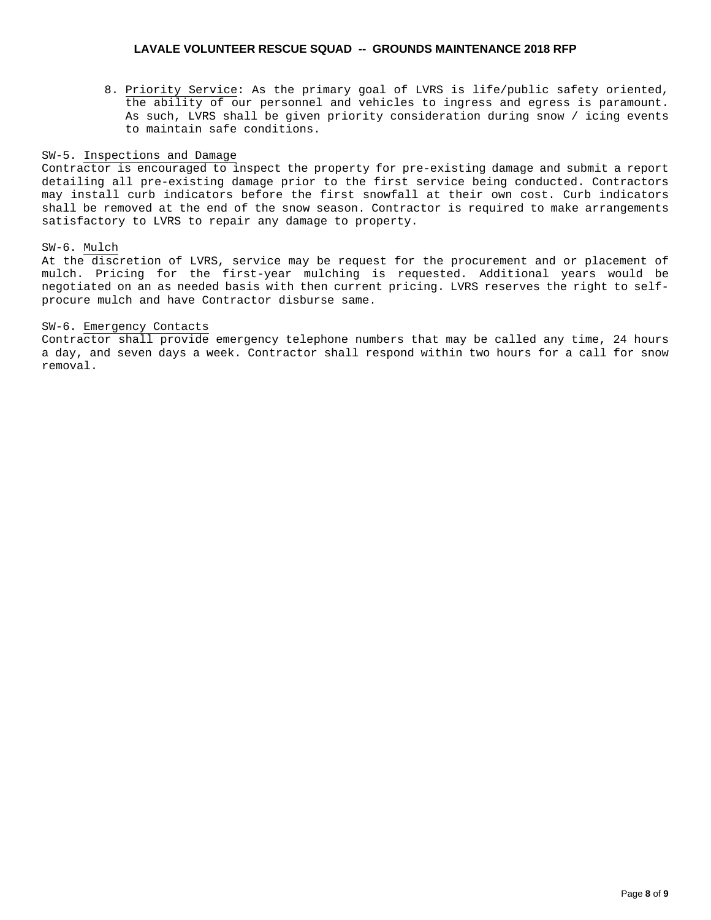8. Priority Service: As the primary goal of LVRS is life/public safety oriented, the ability of our personnel and vehicles to ingress and egress is paramount. As such, LVRS shall be given priority consideration during snow / icing events to maintain safe conditions.

SW-5. Inspections and Damage

Contractor is encouraged to inspect the property for pre-existing damage and submit a report detailing all pre-existing damage prior to the first service being conducted. Contractors may install curb indicators before the first snowfall at their own cost. Curb indicators shall be removed at the end of the snow season. Contractor is required to make arrangements satisfactory to LVRS to repair any damage to property.

SW-6. Mulch

At the discretion of LVRS, service may be request for the procurement and or placement of mulch. Pricing for the first-year mulching is requested. Additional years would be negotiated on an as needed basis with then current pricing. LVRS reserves the right to self-procure mulch and have Contractor disburse same.

SW-6. Emergency Contacts

Contractor shall provide emergency telephone numbers that may be called any time, 24 hours a day, and seven days a week. Contractor shall respond within two hours for a call for snow removal.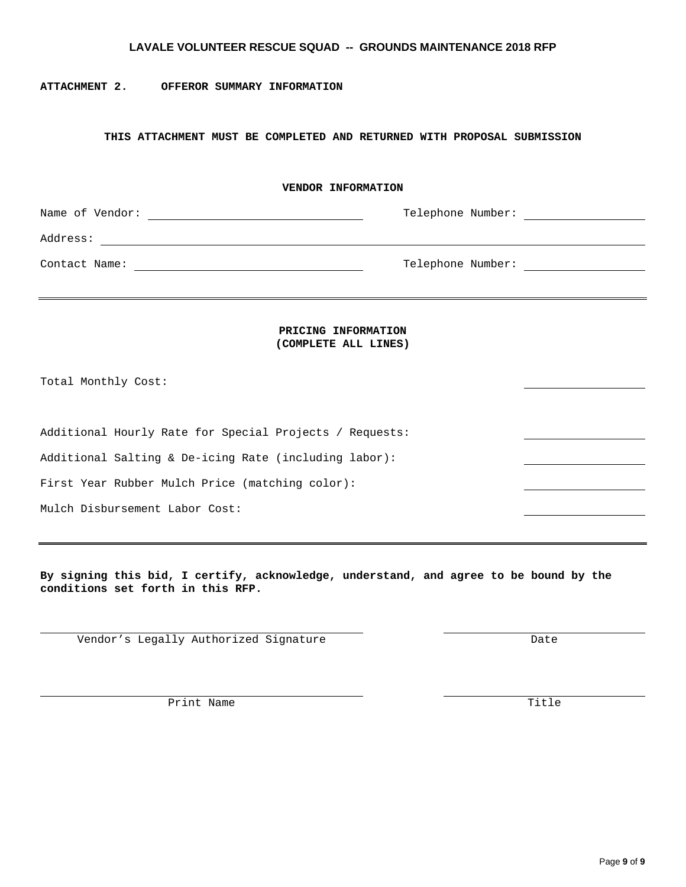**LAVALE VOLUNTEER RESCUE SQUAD -- GROUNDS MAINTENANCE 2018 RFP**

## ATTACHMENT 2. OFFEROR SUMMARY INFORMATION

**THIS ATTACHMENT MUST BE COMPLETED AND RETURNED WITH PROPOSAL SUBMISSION**

### VENDOR INFORMATION

Name of Vendor: ______________________________ Telephone Number: ________________

Address: ______________________________________________________________________

Contact Name: ______________________________ Telephone Number: ________________

---

### PRICING INFORMATION
### (COMPLETE ALL LINES)

Total Monthly Cost: ________________

Additional Hourly Rate for Special Projects / Requests: ________________

Additional Salting & De-icing Rate (including labor): ________________

First Year Rubber Mulch Price (matching color): ________________

Mulch Disbursement Labor Cost: ________________

---

**By signing this bid, I certify, acknowledge, understand, and agree to be bound by the conditions set forth in this RFP.**

______________________________ ________________

Vendor's Legally Authorized Signature Date

______________________________ ________________

Print Name Title